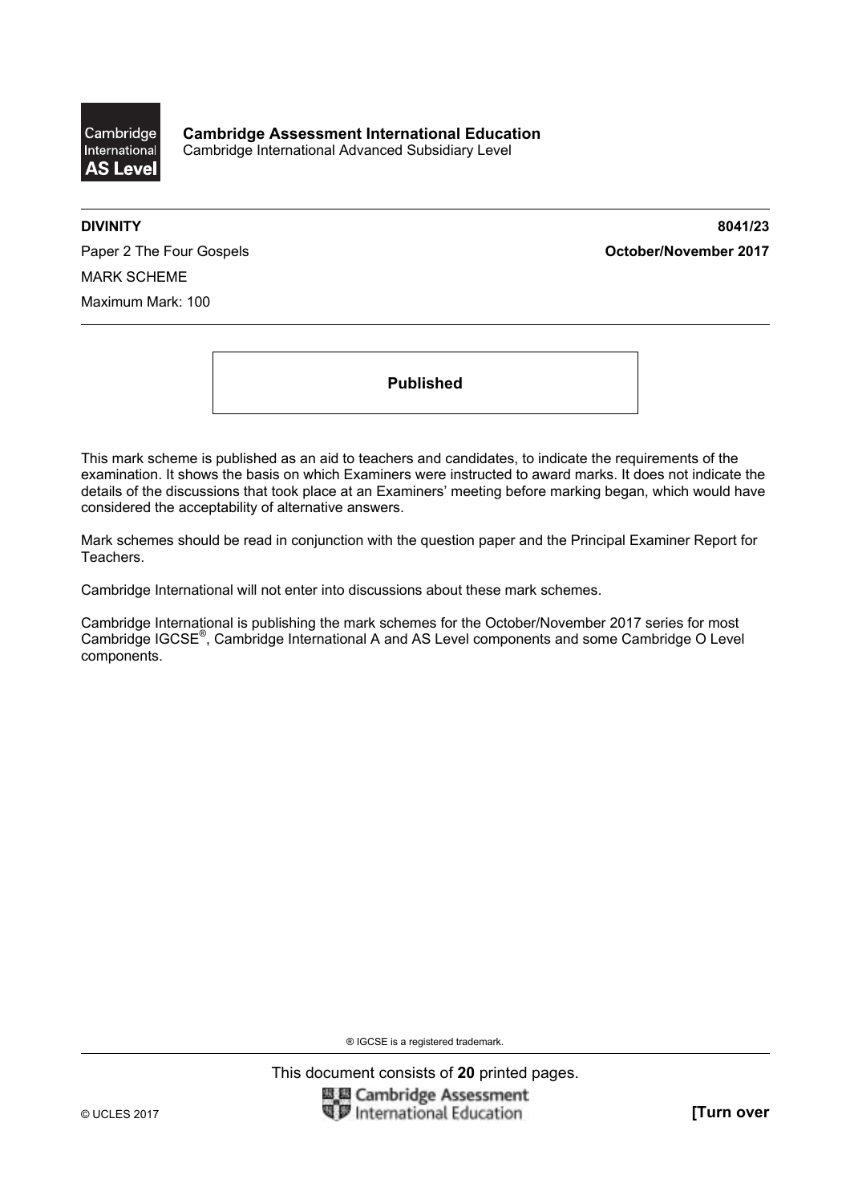Cambridge International AS Level

**Cambridge Assessment International Education**
Cambridge International Advanced Subsidiary Level

**DIVINITY** **8041/23**

Paper 2 The Four Gospels **October/November 2017**

MARK SCHEME

Maximum Mark: 100

**Published**

This mark scheme is published as an aid to teachers and candidates, to indicate the requirements of the examination. It shows the basis on which Examiners were instructed to award marks. It does not indicate the details of the discussions that took place at an Examiners' meeting before marking began, which would have considered the acceptability of alternative answers.

Mark schemes should be read in conjunction with the question paper and the Principal Examiner Report for Teachers.

Cambridge International will not enter into discussions about these mark schemes.

Cambridge International is publishing the mark schemes for the October/November 2017 series for most Cambridge IGCSE®, Cambridge International A and AS Level components and some Cambridge O Level components.

® IGCSE is a registered trademark.

This document consists of **20** printed pages.

© UCLES 2017 **[Turn over**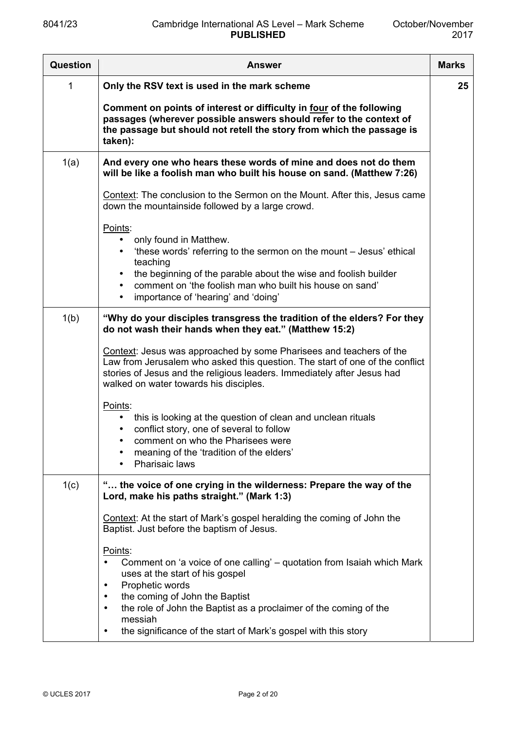| Question | Answer | Marks |
|---|---|---|
| 1 | **Only the RSV text is used in the mark scheme**<br><br>**Comment on points of interest or difficulty in <u>four</u> of the following passages (wherever possible answers should refer to the context of the passage but should not retell the story from which the passage is taken):** | **25** |
| 1(a) | **And every one who hears these words of mine and does not do them will be like a foolish man who built his house on sand. (Matthew 7:26)**<br><br><u>Context</u>: The conclusion to the Sermon on the Mount. After this, Jesus came down the mountainside followed by a large crowd.<br><br><u>Points</u>:<br>• only found in Matthew.<br>• 'these words' referring to the sermon on the mount – Jesus' ethical teaching<br>• the beginning of the parable about the wise and foolish builder<br>• comment on 'the foolish man who built his house on sand'<br>• importance of 'hearing' and 'doing' | |
| 1(b) | **"Why do your disciples transgress the tradition of the elders? For they do not wash their hands when they eat." (Matthew 15:2)**<br><br><u>Context</u>: Jesus was approached by some Pharisees and teachers of the Law from Jerusalem who asked this question. The start of one of the conflict stories of Jesus and the religious leaders. Immediately after Jesus had walked on water towards his disciples.<br><br><u>Points</u>:<br>• this is looking at the question of clean and unclean rituals<br>• conflict story, one of several to follow<br>• comment on who the Pharisees were<br>• meaning of the 'tradition of the elders'<br>• Pharisaic laws | |
| 1(c) | **"… the voice of one crying in the wilderness: Prepare the way of the Lord, make his paths straight." (Mark 1:3)**<br><br><u>Context</u>: At the start of Mark's gospel heralding the coming of John the Baptist. Just before the baptism of Jesus.<br><br><u>Points</u>:<br>• Comment on 'a voice of one calling' – quotation from Isaiah which Mark uses at the start of his gospel<br>• Prophetic words<br>• the coming of John the Baptist<br>• the role of John the Baptist as a proclaimer of the coming of the messiah<br>• the significance of the start of Mark's gospel with this story | |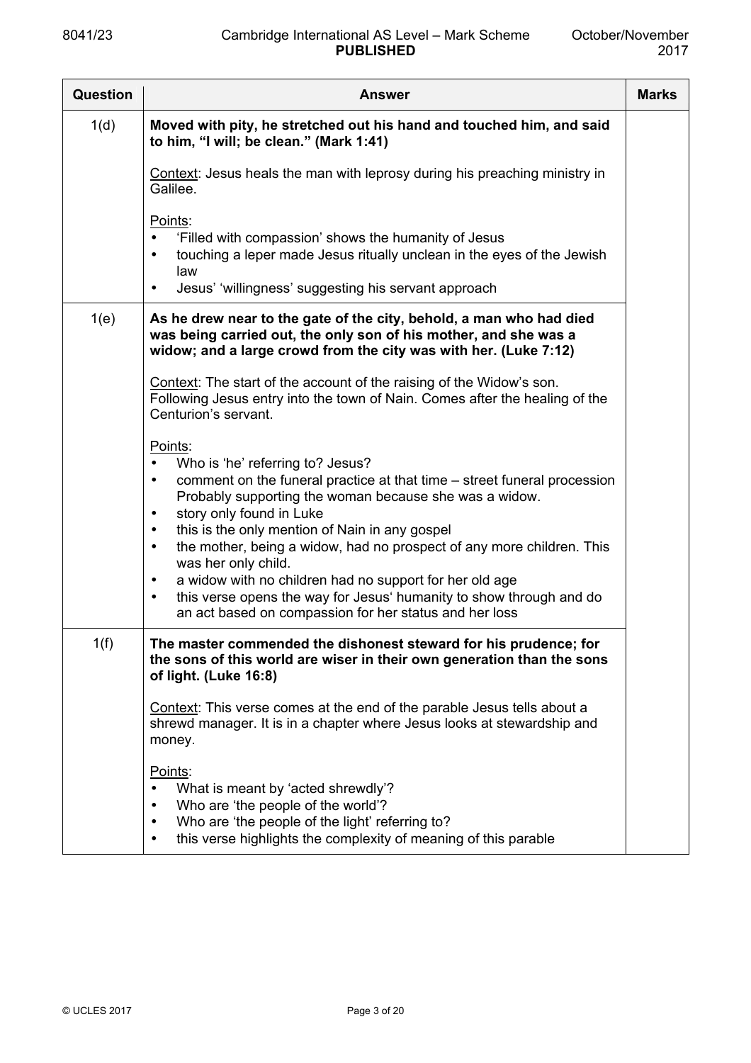| Question | Answer | Marks |
|---|---|---|
| 1(d) | **Moved with pity, he stretched out his hand and touched him, and said to him, "I will; be clean." (Mark 1:41)**<br><br><u>Context</u>: Jesus heals the man with leprosy during his preaching ministry in Galilee.<br><br><u>Points</u>:<br>• 'Filled with compassion' shows the humanity of Jesus<br>• touching a leper made Jesus ritually unclean in the eyes of the Jewish law<br>• Jesus' 'willingness' suggesting his servant approach | |
| 1(e) | **As he drew near to the gate of the city, behold, a man who had died was being carried out, the only son of his mother, and she was a widow; and a large crowd from the city was with her. (Luke 7:12)**<br><br><u>Context</u>: The start of the account of the raising of the Widow's son. Following Jesus entry into the town of Nain. Comes after the healing of the Centurion's servant.<br><br><u>Points</u>:<br>• Who is 'he' referring to? Jesus?<br>• comment on the funeral practice at that time – street funeral procession Probably supporting the woman because she was a widow.<br>• story only found in Luke<br>• this is the only mention of Nain in any gospel<br>• the mother, being a widow, had no prospect of any more children. This was her only child.<br>• a widow with no children had no support for her old age<br>• this verse opens the way for Jesus' humanity to show through and do an act based on compassion for her status and her loss | |
| 1(f) | **The master commended the dishonest steward for his prudence; for the sons of this world are wiser in their own generation than the sons of light. (Luke 16:8)**<br><br><u>Context</u>: This verse comes at the end of the parable Jesus tells about a shrewd manager. It is in a chapter where Jesus looks at stewardship and money.<br><br><u>Points</u>:<br>• What is meant by 'acted shrewdly'?<br>• Who are 'the people of the world'?<br>• Who are 'the people of the light' referring to?<br>• this verse highlights the complexity of meaning of this parable | |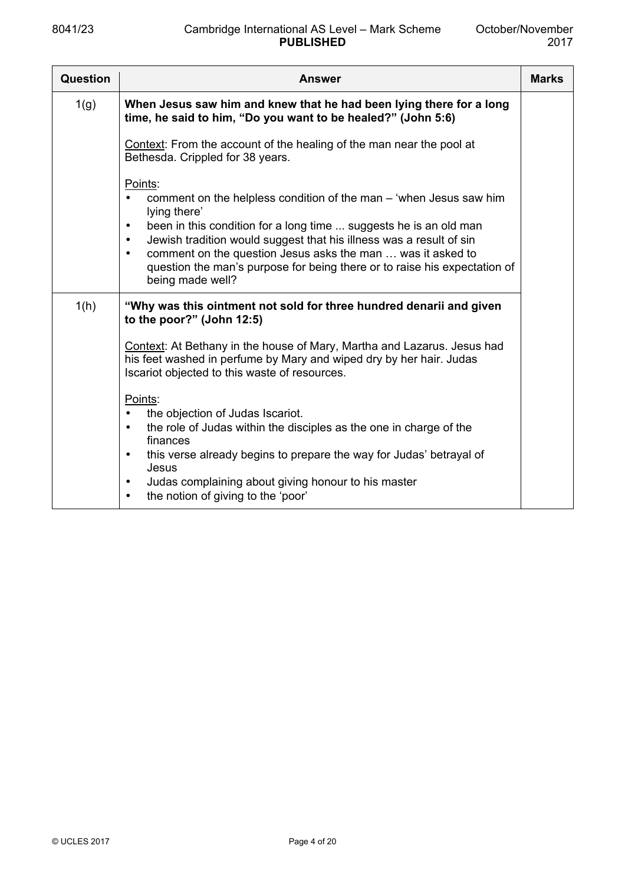| Question | Answer | Marks |
|---|---|---|
| 1(g) | **When Jesus saw him and knew that he had been lying there for a long time, he said to him, "Do you want to be healed?" (John 5:6)**<br><br><u>Context</u>: From the account of the healing of the man near the pool at Bethesda. Crippled for 38 years.<br><br><u>Points</u>:<br>• comment on the helpless condition of the man – 'when Jesus saw him lying there'<br>• been in this condition for a long time ... suggests he is an old man<br>• Jewish tradition would suggest that his illness was a result of sin<br>• comment on the question Jesus asks the man … was it asked to question the man's purpose for being there or to raise his expectation of being made well? | |
| 1(h) | **"Why was this ointment not sold for three hundred denarii and given to the poor?" (John 12:5)**<br><br><u>Context</u>: At Bethany in the house of Mary, Martha and Lazarus. Jesus had his feet washed in perfume by Mary and wiped dry by her hair. Judas Iscariot objected to this waste of resources.<br><br><u>Points</u>:<br>• the objection of Judas Iscariot.<br>• the role of Judas within the disciples as the one in charge of the finances<br>• this verse already begins to prepare the way for Judas' betrayal of Jesus<br>• Judas complaining about giving honour to his master<br>• the notion of giving to the 'poor' | |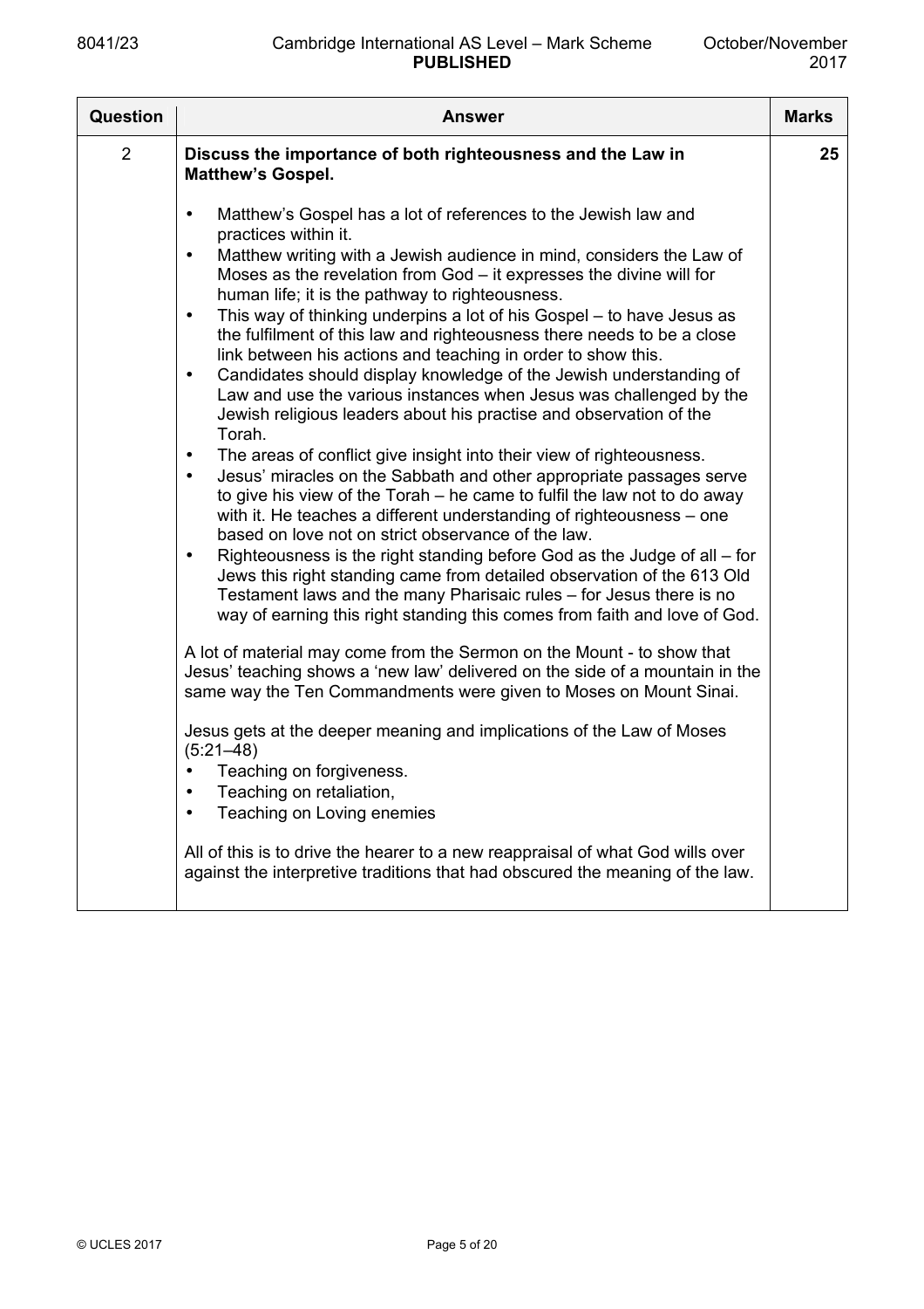| Question | Answer | Marks |
|---|---|---|
| 2 | **Discuss the importance of both righteousness and the Law in Matthew's Gospel.**<br><br>• Matthew's Gospel has a lot of references to the Jewish law and practices within it.<br>• Matthew writing with a Jewish audience in mind, considers the Law of Moses as the revelation from God – it expresses the divine will for human life; it is the pathway to righteousness.<br>• This way of thinking underpins a lot of his Gospel – to have Jesus as the fulfilment of this law and righteousness there needs to be a close link between his actions and teaching in order to show this.<br>• Candidates should display knowledge of the Jewish understanding of Law and use the various instances when Jesus was challenged by the Jewish religious leaders about his practise and observation of the Torah.<br>• The areas of conflict give insight into their view of righteousness.<br>• Jesus' miracles on the Sabbath and other appropriate passages serve to give his view of the Torah – he came to fulfil the law not to do away with it. He teaches a different understanding of righteousness – one based on love not on strict observance of the law.<br>• Righteousness is the right standing before God as the Judge of all – for Jews this right standing came from detailed observation of the 613 Old Testament laws and the many Pharisaic rules – for Jesus there is no way of earning this right standing this comes from faith and love of God.<br><br>A lot of material may come from the Sermon on the Mount - to show that Jesus' teaching shows a 'new law' delivered on the side of a mountain in the same way the Ten Commandments were given to Moses on Mount Sinai.<br><br>Jesus gets at the deeper meaning and implications of the Law of Moses (5:21–48)<br>• Teaching on forgiveness.<br>• Teaching on retaliation,<br>• Teaching on Loving enemies<br><br>All of this is to drive the hearer to a new reappraisal of what God wills over against the interpretive traditions that had obscured the meaning of the law. | 25 |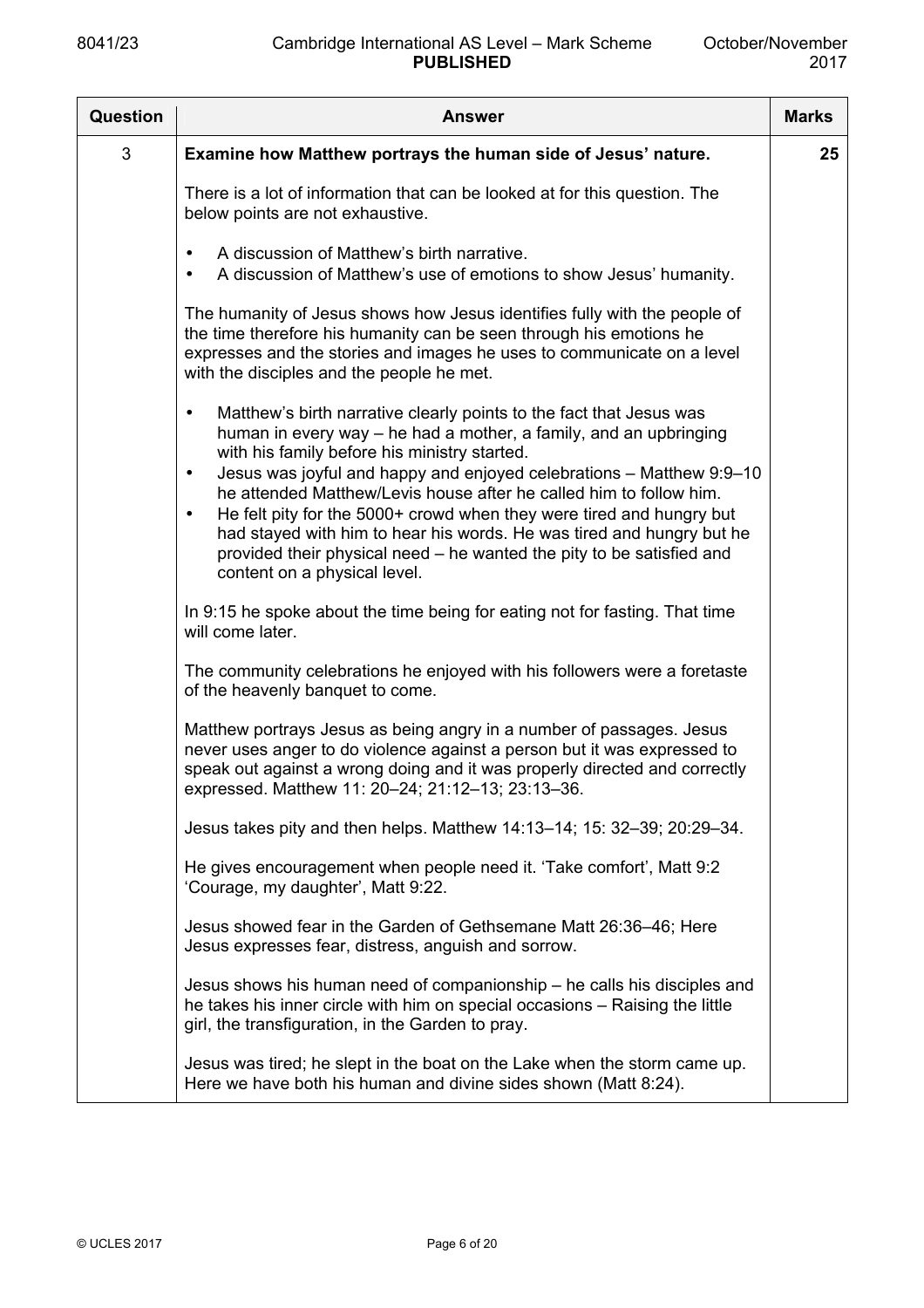| Question | Answer | Marks |
|---|---|---|
| 3 | **Examine how Matthew portrays the human side of Jesus' nature.**<br><br>There is a lot of information that can be looked at for this question. The below points are not exhaustive.<br><br>• A discussion of Matthew's birth narrative.<br>• A discussion of Matthew's use of emotions to show Jesus' humanity.<br><br>The humanity of Jesus shows how Jesus identifies fully with the people of the time therefore his humanity can be seen through his emotions he expresses and the stories and images he uses to communicate on a level with the disciples and the people he met.<br><br>• Matthew's birth narrative clearly points to the fact that Jesus was human in every way – he had a mother, a family, and an upbringing with his family before his ministry started.<br>• Jesus was joyful and happy and enjoyed celebrations – Matthew 9:9–10 he attended Matthew/Levis house after he called him to follow him.<br>• He felt pity for the 5000+ crowd when they were tired and hungry but had stayed with him to hear his words. He was tired and hungry but he provided their physical need – he wanted the pity to be satisfied and content on a physical level.<br><br>In 9:15 he spoke about the time being for eating not for fasting. That time will come later.<br><br>The community celebrations he enjoyed with his followers were a foretaste of the heavenly banquet to come.<br><br>Matthew portrays Jesus as being angry in a number of passages. Jesus never uses anger to do violence against a person but it was expressed to speak out against a wrong doing and it was properly directed and correctly expressed. Matthew 11: 20–24; 21:12–13; 23:13–36.<br><br>Jesus takes pity and then helps. Matthew 14:13–14; 15: 32–39; 20:29–34.<br><br>He gives encouragement when people need it. 'Take comfort', Matt 9:2 'Courage, my daughter', Matt 9:22.<br><br>Jesus showed fear in the Garden of Gethsemane Matt 26:36–46; Here Jesus expresses fear, distress, anguish and sorrow.<br><br>Jesus shows his human need of companionship – he calls his disciples and he takes his inner circle with him on special occasions – Raising the little girl, the transfiguration, in the Garden to pray.<br><br>Jesus was tired; he slept in the boat on the Lake when the storm came up. Here we have both his human and divine sides shown (Matt 8:24). | 25 |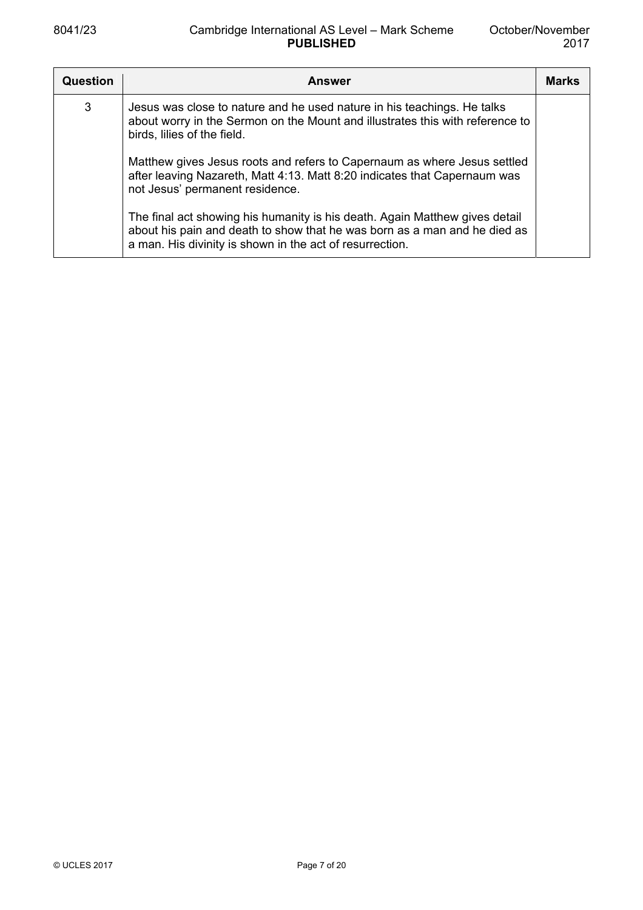| Question | Answer | Marks |
|---|---|---|
| 3 | Jesus was close to nature and he used nature in his teachings. He talks about worry in the Sermon on the Mount and illustrates this with reference to birds, lilies of the field.<br><br>Matthew gives Jesus roots and refers to Capernaum as where Jesus settled after leaving Nazareth, Matt 4:13. Matt 8:20 indicates that Capernaum was not Jesus' permanent residence.<br><br>The final act showing his humanity is his death. Again Matthew gives detail about his pain and death to show that he was born as a man and he died as a man. His divinity is shown in the act of resurrection. | |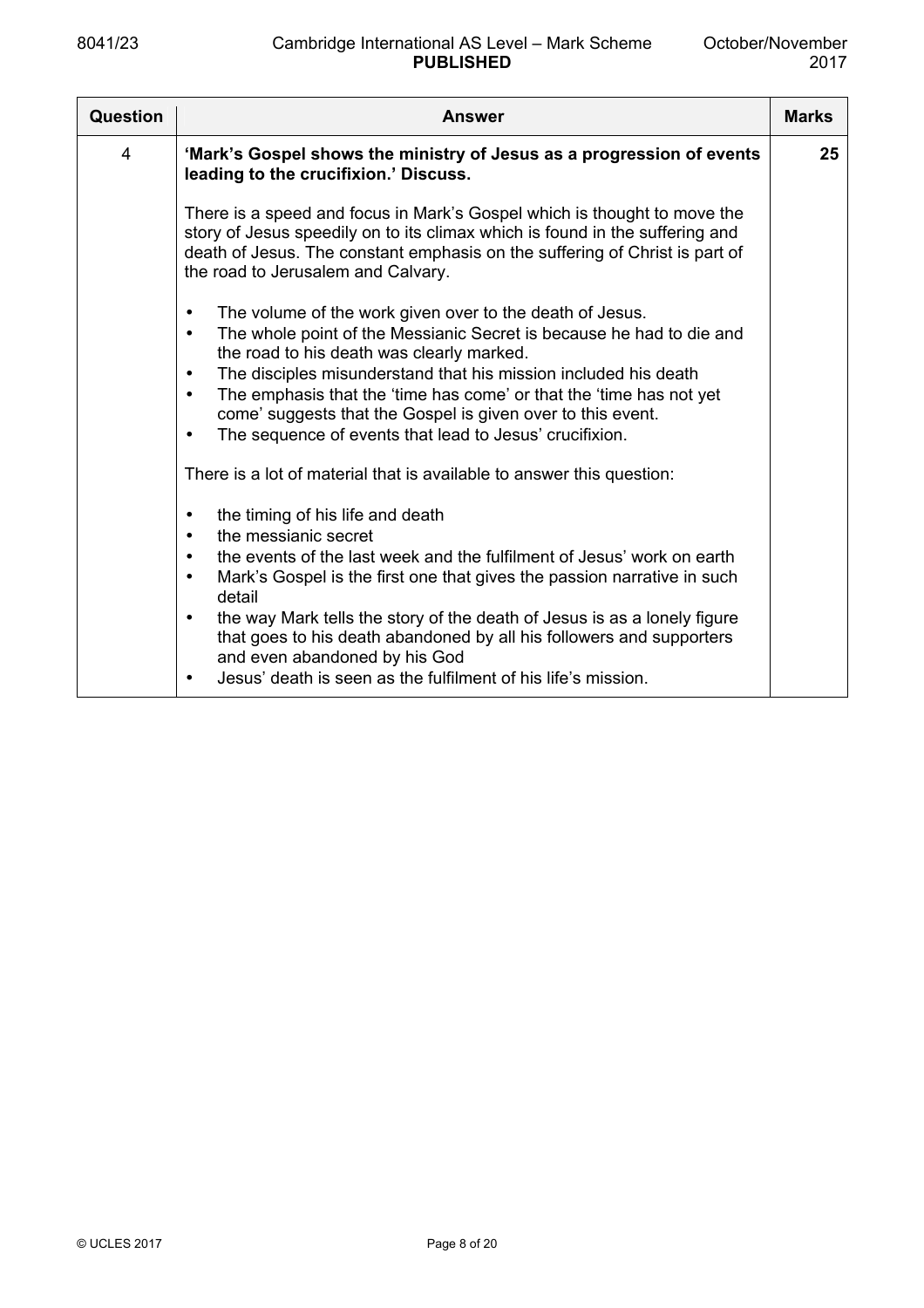| Question | Answer | Marks |
|---|---|---|
| 4 | **'Mark's Gospel shows the ministry of Jesus as a progression of events leading to the crucifixion.' Discuss.**<br><br>There is a speed and focus in Mark's Gospel which is thought to move the story of Jesus speedily on to its climax which is found in the suffering and death of Jesus. The constant emphasis on the suffering of Christ is part of the road to Jerusalem and Calvary.<br><br>• The volume of the work given over to the death of Jesus.<br>• The whole point of the Messianic Secret is because he had to die and the road to his death was clearly marked.<br>• The disciples misunderstand that his mission included his death<br>• The emphasis that the 'time has come' or that the 'time has not yet come' suggests that the Gospel is given over to this event.<br>• The sequence of events that lead to Jesus' crucifixion.<br><br>There is a lot of material that is available to answer this question:<br><br>• the timing of his life and death<br>• the messianic secret<br>• the events of the last week and the fulfilment of Jesus' work on earth<br>• Mark's Gospel is the first one that gives the passion narrative in such detail<br>• the way Mark tells the story of the death of Jesus is as a lonely figure that goes to his death abandoned by all his followers and supporters and even abandoned by his God<br>• Jesus' death is seen as the fulfilment of his life's mission. | 25 |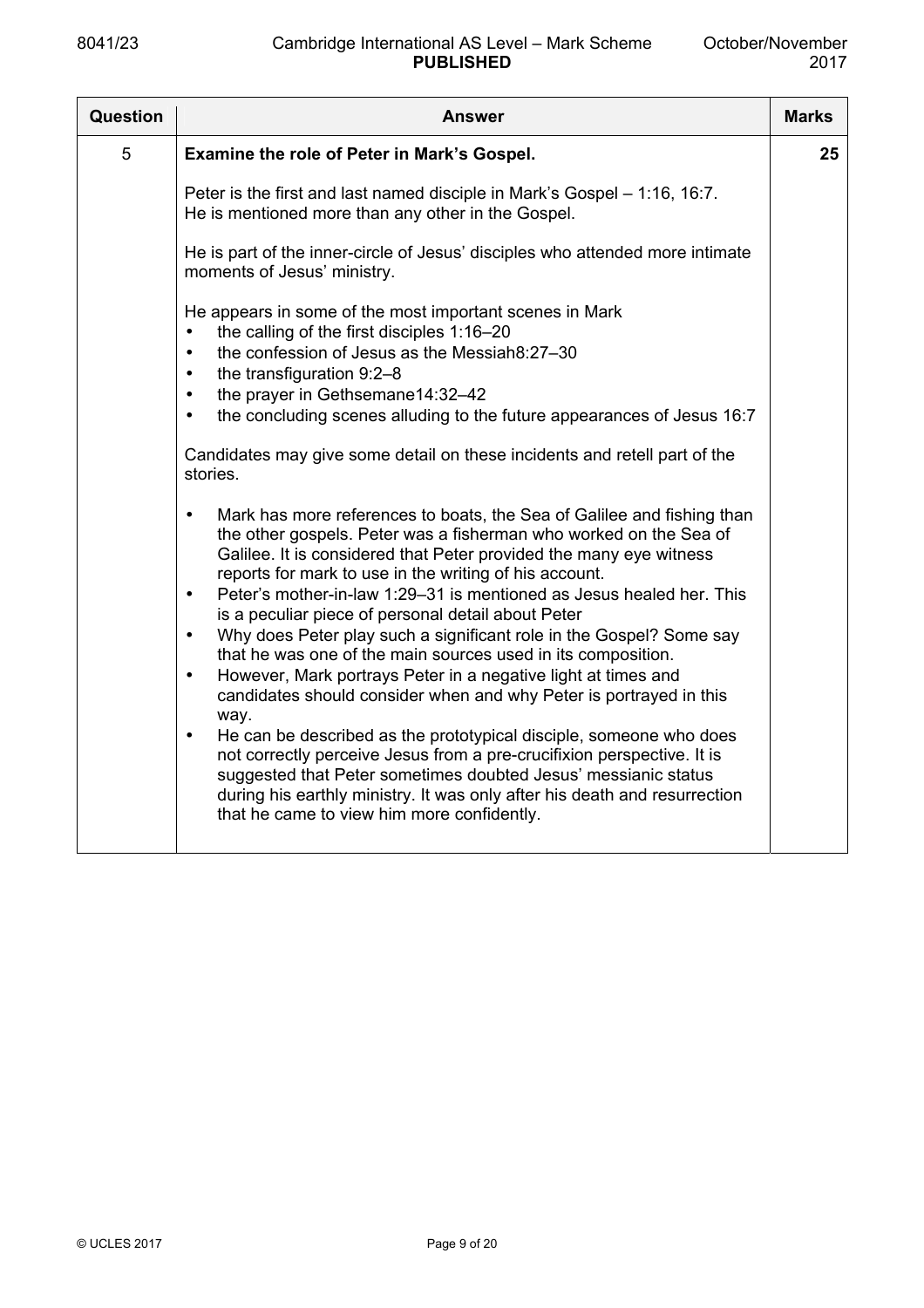| Question | Answer | Marks |
|---|---|---|
| 5 | **Examine the role of Peter in Mark's Gospel.**<br><br>Peter is the first and last named disciple in Mark's Gospel – 1:16, 16:7.<br>He is mentioned more than any other in the Gospel.<br><br>He is part of the inner-circle of Jesus' disciples who attended more intimate moments of Jesus' ministry.<br><br>He appears in some of the most important scenes in Mark<br>• the calling of the first disciples 1:16–20<br>• the confession of Jesus as the Messiah8:27–30<br>• the transfiguration 9:2–8<br>• the prayer in Gethsemane14:32–42<br>• the concluding scenes alluding to the future appearances of Jesus 16:7<br><br>Candidates may give some detail on these incidents and retell part of the stories.<br><br>• Mark has more references to boats, the Sea of Galilee and fishing than the other gospels. Peter was a fisherman who worked on the Sea of Galilee. It is considered that Peter provided the many eye witness reports for mark to use in the writing of his account.<br>• Peter's mother-in-law 1:29–31 is mentioned as Jesus healed her. This is a peculiar piece of personal detail about Peter<br>• Why does Peter play such a significant role in the Gospel? Some say that he was one of the main sources used in its composition.<br>• However, Mark portrays Peter in a negative light at times and candidates should consider when and why Peter is portrayed in this way.<br>• He can be described as the prototypical disciple, someone who does not correctly perceive Jesus from a pre-crucifixion perspective. It is suggested that Peter sometimes doubted Jesus' messianic status during his earthly ministry. It was only after his death and resurrection that he came to view him more confidently. | 25 |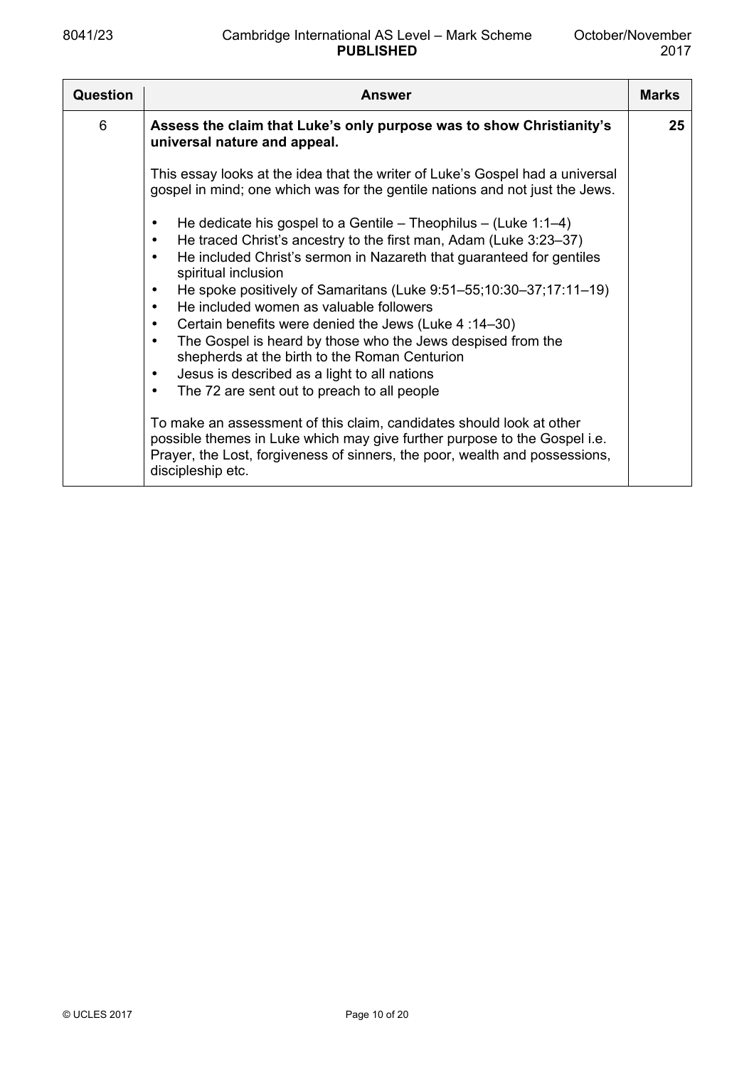| Question | Answer | Marks |
|---|---|---|
| 6 | **Assess the claim that Luke's only purpose was to show Christianity's universal nature and appeal.**<br><br>This essay looks at the idea that the writer of Luke's Gospel had a universal gospel in mind; one which was for the gentile nations and not just the Jews.<br><br>• He dedicate his gospel to a Gentile – Theophilus – (Luke 1:1–4)<br>• He traced Christ's ancestry to the first man, Adam (Luke 3:23–37)<br>• He included Christ's sermon in Nazareth that guaranteed for gentiles spiritual inclusion<br>• He spoke positively of Samaritans (Luke 9:51–55;10:30–37;17:11–19)<br>• He included women as valuable followers<br>• Certain benefits were denied the Jews (Luke 4 :14–30)<br>• The Gospel is heard by those who the Jews despised from the shepherds at the birth to the Roman Centurion<br>• Jesus is described as a light to all nations<br>• The 72 are sent out to preach to all people<br><br>To make an assessment of this claim, candidates should look at other possible themes in Luke which may give further purpose to the Gospel i.e. Prayer, the Lost, forgiveness of sinners, the poor, wealth and possessions, discipleship etc. | 25 |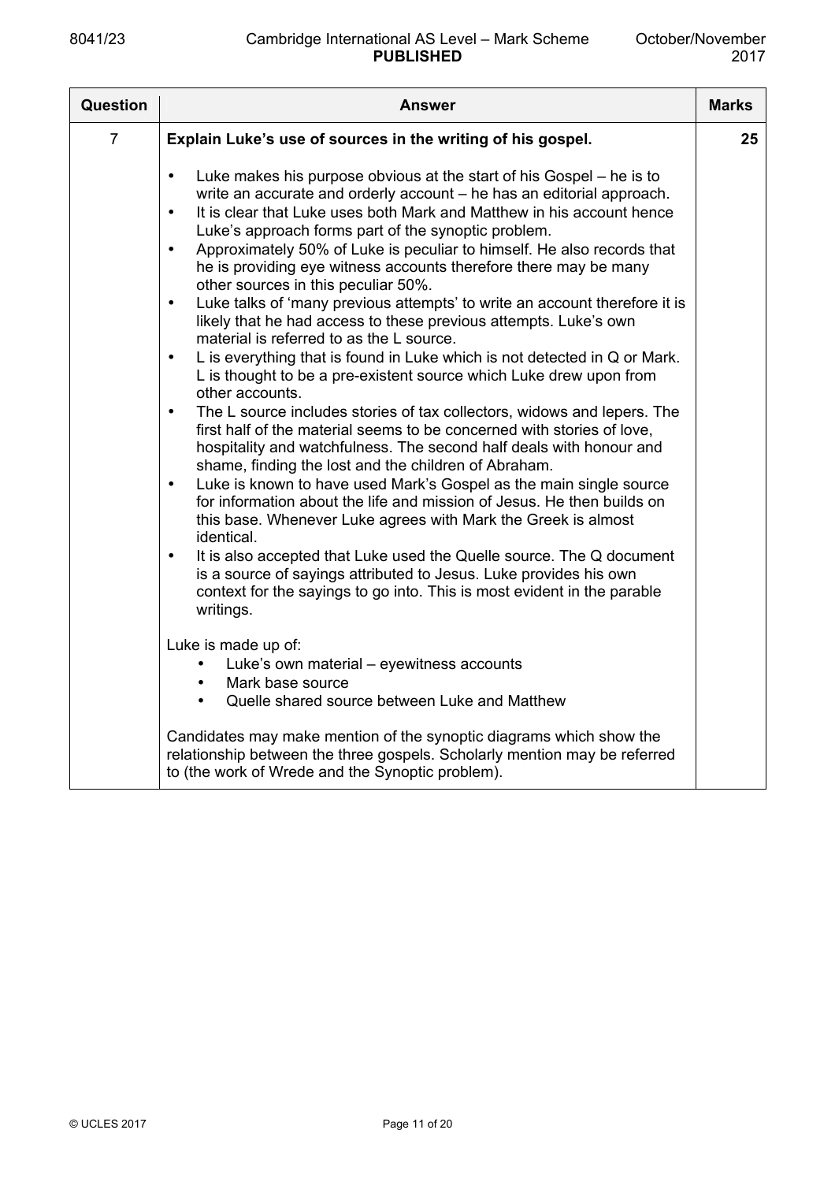| Question | Answer | Marks |
|---|---|---|
| 7 | **Explain Luke's use of sources in the writing of his gospel.**<br><br>• Luke makes his purpose obvious at the start of his Gospel – he is to write an accurate and orderly account – he has an editorial approach.<br>• It is clear that Luke uses both Mark and Matthew in his account hence Luke's approach forms part of the synoptic problem.<br>• Approximately 50% of Luke is peculiar to himself. He also records that he is providing eye witness accounts therefore there may be many other sources in this peculiar 50%.<br>• Luke talks of 'many previous attempts' to write an account therefore it is likely that he had access to these previous attempts. Luke's own material is referred to as the L source.<br>• L is everything that is found in Luke which is not detected in Q or Mark. L is thought to be a pre-existent source which Luke drew upon from other accounts.<br>• The L source includes stories of tax collectors, widows and lepers. The first half of the material seems to be concerned with stories of love, hospitality and watchfulness. The second half deals with honour and shame, finding the lost and the children of Abraham.<br>• Luke is known to have used Mark's Gospel as the main single source for information about the life and mission of Jesus. He then builds on this base. Whenever Luke agrees with Mark the Greek is almost identical.<br>• It is also accepted that Luke used the Quelle source. The Q document is a source of sayings attributed to Jesus. Luke provides his own context for the sayings to go into. This is most evident in the parable writings.<br><br>Luke is made up of:<br>• Luke's own material – eyewitness accounts<br>• Mark base source<br>• Quelle shared source between Luke and Matthew<br><br>Candidates may make mention of the synoptic diagrams which show the relationship between the three gospels. Scholarly mention may be referred to (the work of Wrede and the Synoptic problem). | 25 |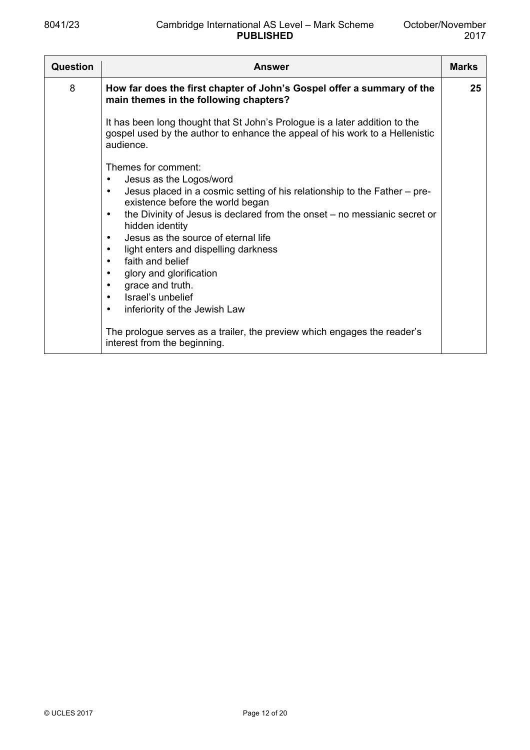| Question | Answer | Marks |
|---|---|---|
| 8 | **How far does the first chapter of John's Gospel offer a summary of the main themes in the following chapters?**<br><br>It has been long thought that St John's Prologue is a later addition to the gospel used by the author to enhance the appeal of his work to a Hellenistic audience.<br><br>Themes for comment:<br>• Jesus as the Logos/word<br>• Jesus placed in a cosmic setting of his relationship to the Father – pre-existence before the world began<br>• the Divinity of Jesus is declared from the onset – no messianic secret or hidden identity<br>• Jesus as the source of eternal life<br>• light enters and dispelling darkness<br>• faith and belief<br>• glory and glorification<br>• grace and truth.<br>• Israel's unbelief<br>• inferiority of the Jewish Law<br><br>The prologue serves as a trailer, the preview which engages the reader's interest from the beginning. | 25 |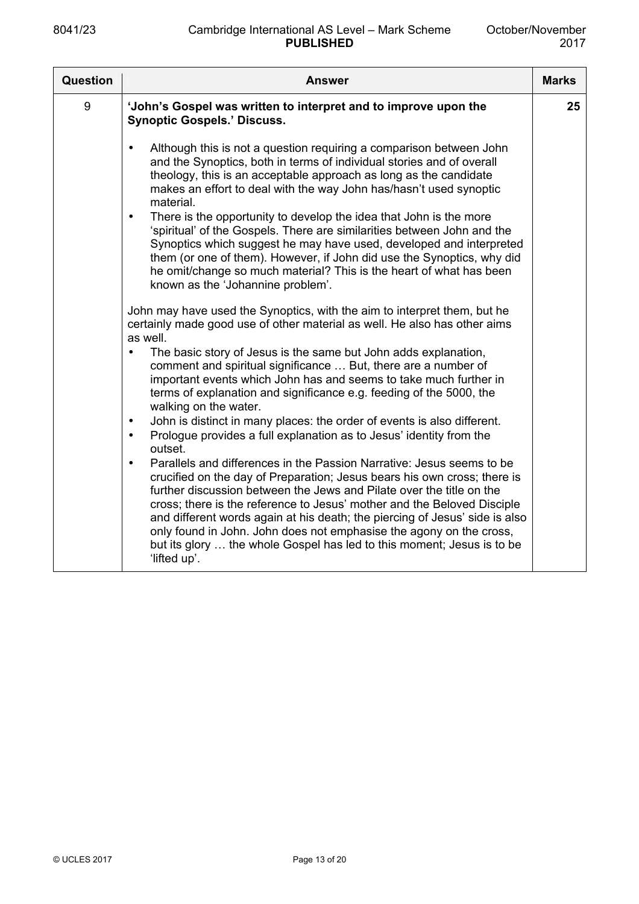| Question | Answer | Marks |
|---|---|---|
| 9 | **'John's Gospel was written to interpret and to improve upon the Synoptic Gospels.' Discuss.**<br><br>• Although this is not a question requiring a comparison between John and the Synoptics, both in terms of individual stories and of overall theology, this is an acceptable approach as long as the candidate makes an effort to deal with the way John has/hasn't used synoptic material.<br>• There is the opportunity to develop the idea that John is the more 'spiritual' of the Gospels. There are similarities between John and the Synoptics which suggest he may have used, developed and interpreted them (or one of them). However, if John did use the Synoptics, why did he omit/change so much material? This is the heart of what has been known as the 'Johannine problem'.<br><br>John may have used the Synoptics, with the aim to interpret them, but he certainly made good use of other material as well. He also has other aims as well.<br>• The basic story of Jesus is the same but John adds explanation, comment and spiritual significance … But, there are a number of important events which John has and seems to take much further in terms of explanation and significance e.g. feeding of the 5000, the walking on the water.<br>• John is distinct in many places: the order of events is also different.<br>• Prologue provides a full explanation as to Jesus' identity from the outset.<br>• Parallels and differences in the Passion Narrative: Jesus seems to be crucified on the day of Preparation; Jesus bears his own cross; there is further discussion between the Jews and Pilate over the title on the cross; there is the reference to Jesus' mother and the Beloved Disciple and different words again at his death; the piercing of Jesus' side is also only found in John. John does not emphasise the agony on the cross, but its glory … the whole Gospel has led to this moment; Jesus is to be 'lifted up'. | 25 |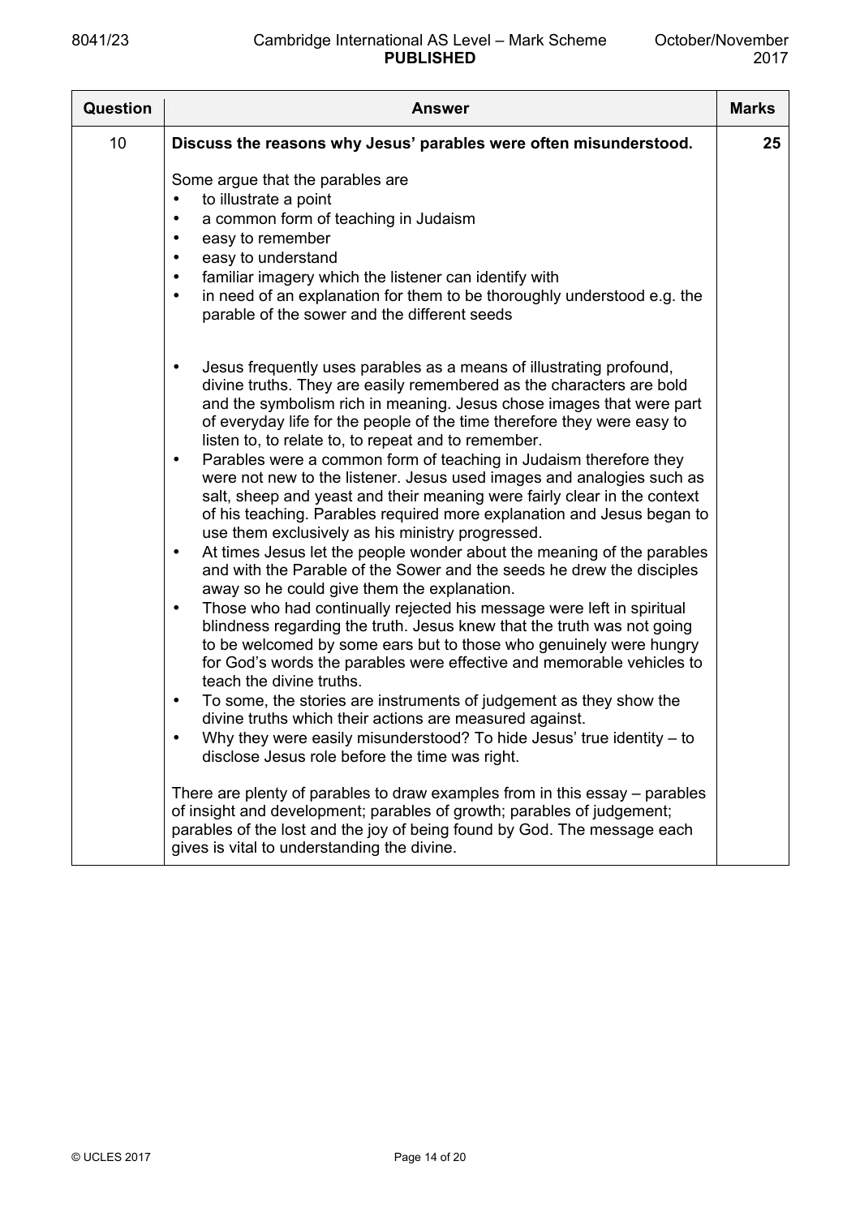| Question | Answer | Marks |
|---|---|---|
| 10 | **Discuss the reasons why Jesus' parables were often misunderstood.**<br><br>Some argue that the parables are<br>• to illustrate a point<br>• a common form of teaching in Judaism<br>• easy to remember<br>• easy to understand<br>• familiar imagery which the listener can identify with<br>• in need of an explanation for them to be thoroughly understood e.g. the parable of the sower and the different seeds<br><br>• Jesus frequently uses parables as a means of illustrating profound, divine truths. They are easily remembered as the characters are bold and the symbolism rich in meaning. Jesus chose images that were part of everyday life for the people of the time therefore they were easy to listen to, to relate to, to repeat and to remember.<br>• Parables were a common form of teaching in Judaism therefore they were not new to the listener. Jesus used images and analogies such as salt, sheep and yeast and their meaning were fairly clear in the context of his teaching. Parables required more explanation and Jesus began to use them exclusively as his ministry progressed.<br>• At times Jesus let the people wonder about the meaning of the parables and with the Parable of the Sower and the seeds he drew the disciples away so he could give them the explanation.<br>• Those who had continually rejected his message were left in spiritual blindness regarding the truth. Jesus knew that the truth was not going to be welcomed by some ears but to those who genuinely were hungry for God's words the parables were effective and memorable vehicles to teach the divine truths.<br>• To some, the stories are instruments of judgement as they show the divine truths which their actions are measured against.<br>• Why they were easily misunderstood? To hide Jesus' true identity – to disclose Jesus role before the time was right.<br><br>There are plenty of parables to draw examples from in this essay – parables of insight and development; parables of growth; parables of judgement; parables of the lost and the joy of being found by God. The message each gives is vital to understanding the divine. | 25 |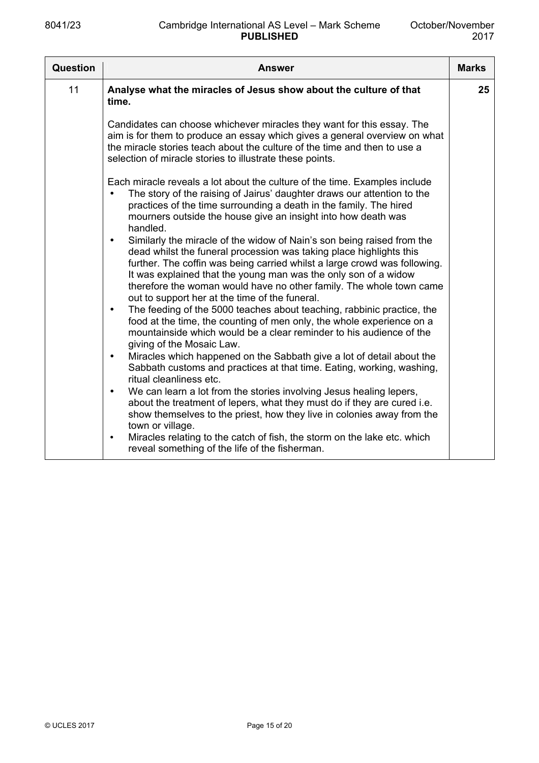| Question | Answer | Marks |
|---|---|---|
| 11 | **Analyse what the miracles of Jesus show about the culture of that time.**<br><br>Candidates can choose whichever miracles they want for this essay. The aim is for them to produce an essay which gives a general overview on what the miracle stories teach about the culture of the time and then to use a selection of miracle stories to illustrate these points.<br><br>Each miracle reveals a lot about the culture of the time. Examples include<br>• The story of the raising of Jairus' daughter draws our attention to the practices of the time surrounding a death in the family. The hired mourners outside the house give an insight into how death was handled.<br>• Similarly the miracle of the widow of Nain's son being raised from the dead whilst the funeral procession was taking place highlights this further. The coffin was being carried whilst a large crowd was following. It was explained that the young man was the only son of a widow therefore the woman would have no other family. The whole town came out to support her at the time of the funeral.<br>• The feeding of the 5000 teaches about teaching, rabbinic practice, the food at the time, the counting of men only, the whole experience on a mountainside which would be a clear reminder to his audience of the giving of the Mosaic Law.<br>• Miracles which happened on the Sabbath give a lot of detail about the Sabbath customs and practices at that time. Eating, working, washing, ritual cleanliness etc.<br>• We can learn a lot from the stories involving Jesus healing lepers, about the treatment of lepers, what they must do if they are cured i.e. show themselves to the priest, how they live in colonies away from the town or village.<br>• Miracles relating to the catch of fish, the storm on the lake etc. which reveal something of the life of the fisherman. | 25 |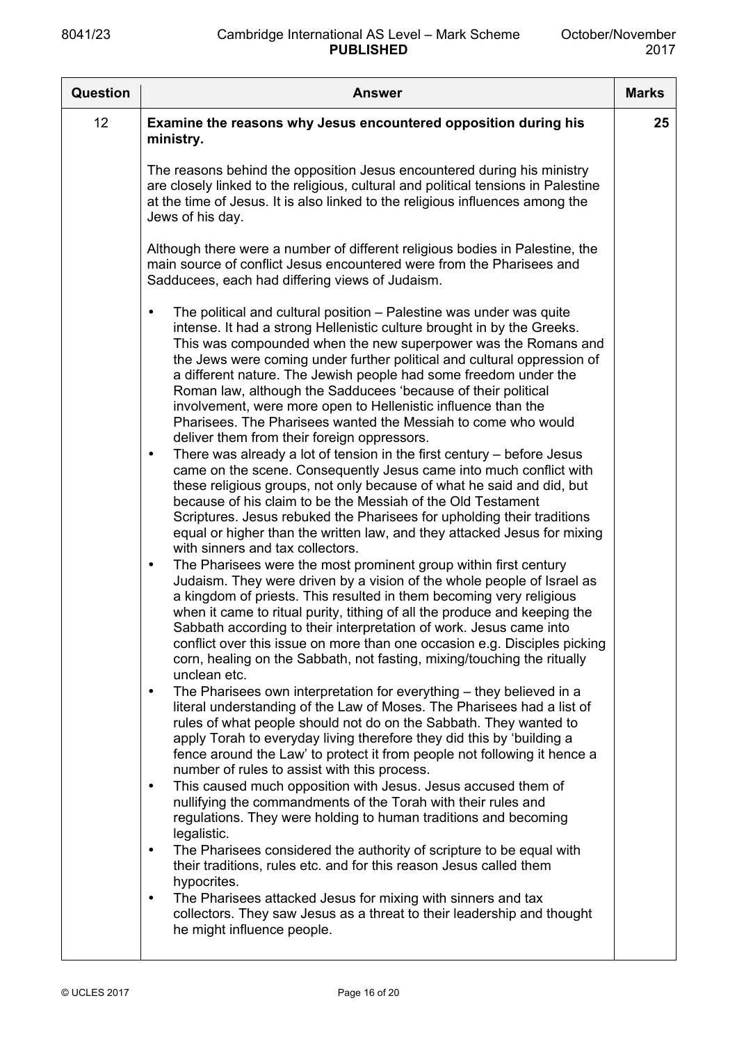| Question | Answer | Marks |
|---|---|---|
| 12 | **Examine the reasons why Jesus encountered opposition during his ministry.**<br><br>The reasons behind the opposition Jesus encountered during his ministry are closely linked to the religious, cultural and political tensions in Palestine at the time of Jesus. It is also linked to the religious influences among the Jews of his day.<br><br>Although there were a number of different religious bodies in Palestine, the main source of conflict Jesus encountered were from the Pharisees and Sadducees, each had differing views of Judaism.<br><br>• The political and cultural position – Palestine was under was quite intense. It had a strong Hellenistic culture brought in by the Greeks. This was compounded when the new superpower was the Romans and the Jews were coming under further political and cultural oppression of a different nature. The Jewish people had some freedom under the Roman law, although the Sadducees 'because of their political involvement, were more open to Hellenistic influence than the Pharisees. The Pharisees wanted the Messiah to come who would deliver them from their foreign oppressors.<br>• There was already a lot of tension in the first century – before Jesus came on the scene. Consequently Jesus came into much conflict with these religious groups, not only because of what he said and did, but because of his claim to be the Messiah of the Old Testament Scriptures. Jesus rebuked the Pharisees for upholding their traditions equal or higher than the written law, and they attacked Jesus for mixing with sinners and tax collectors.<br>• The Pharisees were the most prominent group within first century Judaism. They were driven by a vision of the whole people of Israel as a kingdom of priests. This resulted in them becoming very religious when it came to ritual purity, tithing of all the produce and keeping the Sabbath according to their interpretation of work. Jesus came into conflict over this issue on more than one occasion e.g. Disciples picking corn, healing on the Sabbath, not fasting, mixing/touching the ritually unclean etc.<br>• The Pharisees own interpretation for everything – they believed in a literal understanding of the Law of Moses. The Pharisees had a list of rules of what people should not do on the Sabbath. They wanted to apply Torah to everyday living therefore they did this by 'building a fence around the Law' to protect it from people not following it hence a number of rules to assist with this process.<br>• This caused much opposition with Jesus. Jesus accused them of nullifying the commandments of the Torah with their rules and regulations. They were holding to human traditions and becoming legalistic.<br>• The Pharisees considered the authority of scripture to be equal with their traditions, rules etc. and for this reason Jesus called them hypocrites.<br>• The Pharisees attacked Jesus for mixing with sinners and tax collectors. They saw Jesus as a threat to their leadership and thought he might influence people. | 25 |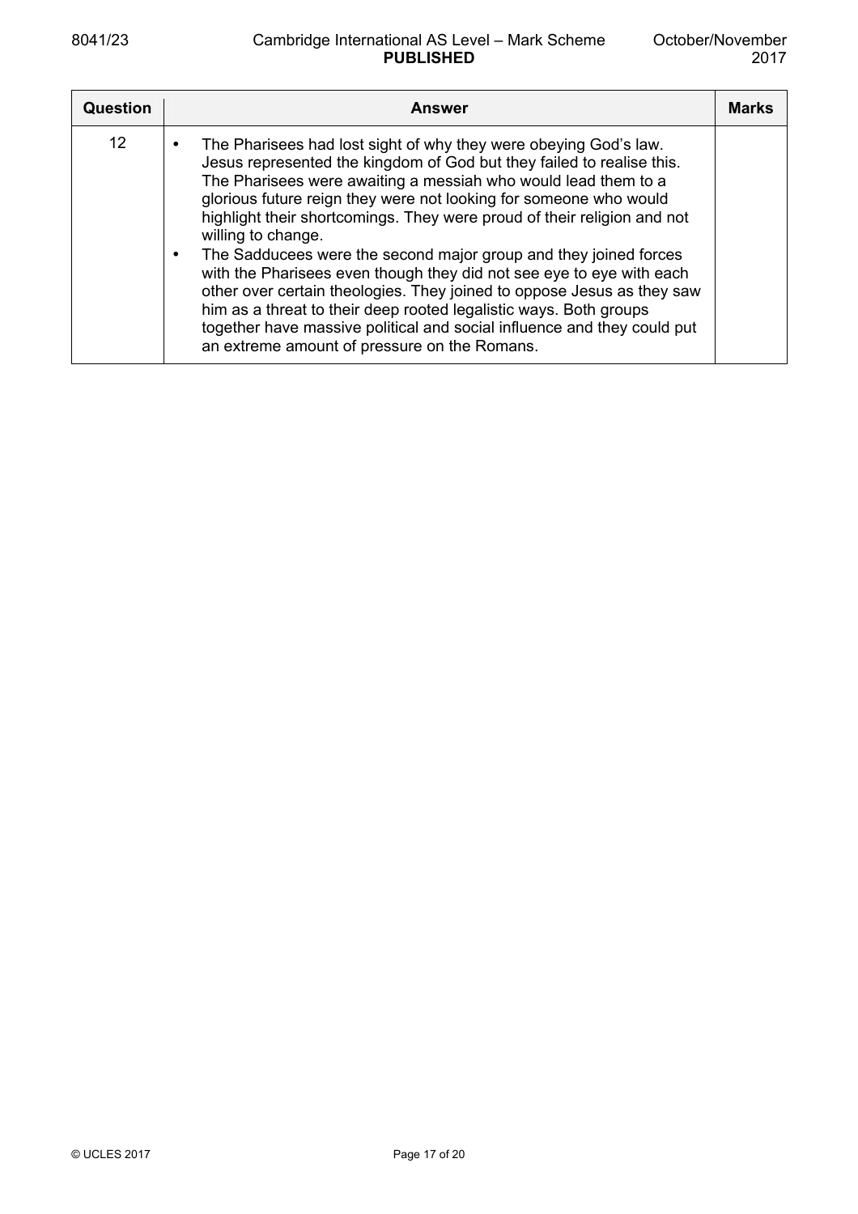| Question | Answer | Marks |
|---|---|---|
| 12 | • The Pharisees had lost sight of why they were obeying God's law. Jesus represented the kingdom of God but they failed to realise this. The Pharisees were awaiting a messiah who would lead them to a glorious future reign they were not looking for someone who would highlight their shortcomings. They were proud of their religion and not willing to change.<br>• The Sadducees were the second major group and they joined forces with the Pharisees even though they did not see eye to eye with each other over certain theologies. They joined to oppose Jesus as they saw him as a threat to their deep rooted legalistic ways. Both groups together have massive political and social influence and they could put an extreme amount of pressure on the Romans. | |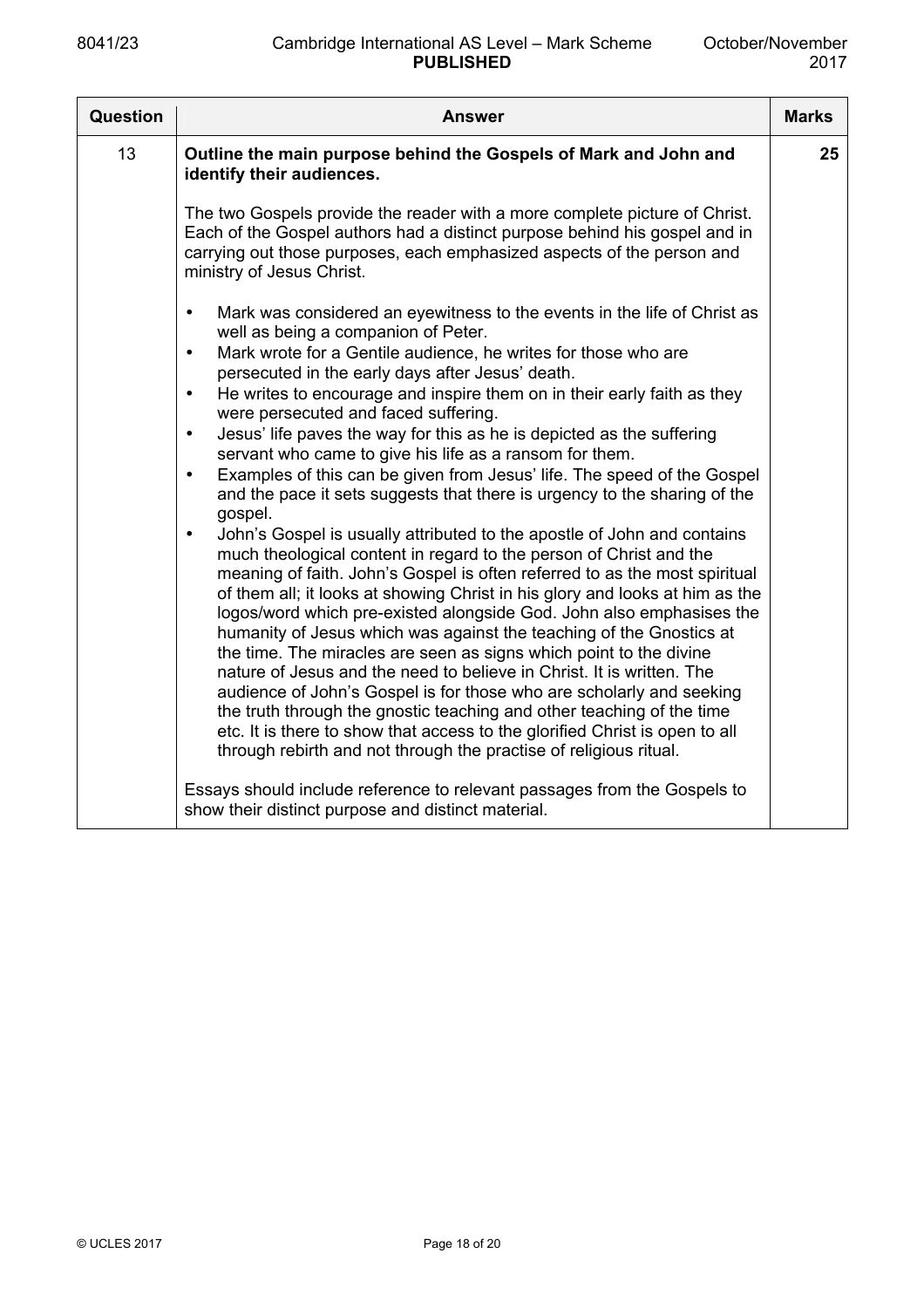| Question | Answer | Marks |
|---|---|---|
| 13 | **Outline the main purpose behind the Gospels of Mark and John and identify their audiences.**<br><br>The two Gospels provide the reader with a more complete picture of Christ. Each of the Gospel authors had a distinct purpose behind his gospel and in carrying out those purposes, each emphasized aspects of the person and ministry of Jesus Christ.<br><br>• Mark was considered an eyewitness to the events in the life of Christ as well as being a companion of Peter.<br>• Mark wrote for a Gentile audience, he writes for those who are persecuted in the early days after Jesus' death.<br>• He writes to encourage and inspire them on in their early faith as they were persecuted and faced suffering.<br>• Jesus' life paves the way for this as he is depicted as the suffering servant who came to give his life as a ransom for them.<br>• Examples of this can be given from Jesus' life. The speed of the Gospel and the pace it sets suggests that there is urgency to the sharing of the gospel.<br>• John's Gospel is usually attributed to the apostle of John and contains much theological content in regard to the person of Christ and the meaning of faith. John's Gospel is often referred to as the most spiritual of them all; it looks at showing Christ in his glory and looks at him as the logos/word which pre-existed alongside God. John also emphasises the humanity of Jesus which was against the teaching of the Gnostics at the time. The miracles are seen as signs which point to the divine nature of Jesus and the need to believe in Christ. It is written. The audience of John's Gospel is for those who are scholarly and seeking the truth through the gnostic teaching and other teaching of the time etc. It is there to show that access to the glorified Christ is open to all through rebirth and not through the practise of religious ritual.<br><br>Essays should include reference to relevant passages from the Gospels to show their distinct purpose and distinct material. | 25 |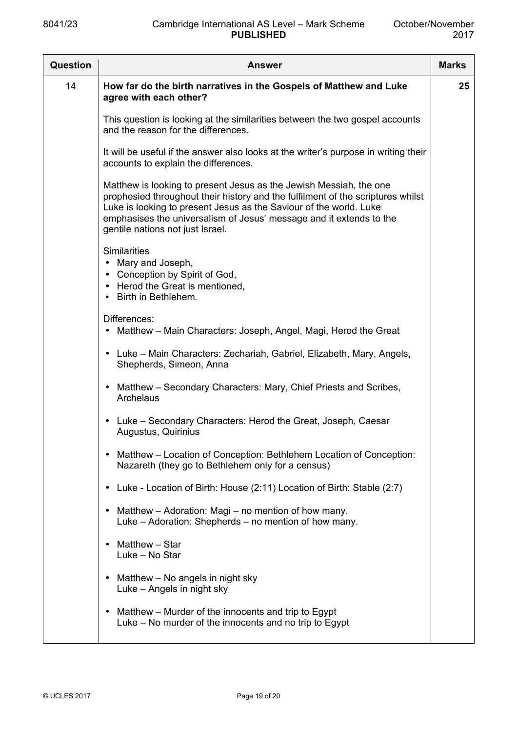| Question | Answer | Marks |
|---|---|---|
| 14 | **How far do the birth narratives in the Gospels of Matthew and Luke agree with each other?**<br><br>This question is looking at the similarities between the two gospel accounts and the reason for the differences.<br><br>It will be useful if the answer also looks at the writer's purpose in writing their accounts to explain the differences.<br><br>Matthew is looking to present Jesus as the Jewish Messiah, the one prophesied throughout their history and the fulfilment of the scriptures whilst Luke is looking to present Jesus as the Saviour of the world. Luke emphasises the universalism of Jesus' message and it extends to the gentile nations not just Israel.<br><br>Similarities<br>• Mary and Joseph,<br>• Conception by Spirit of God,<br>• Herod the Great is mentioned,<br>• Birth in Bethlehem.<br><br>Differences:<br>• Matthew – Main Characters: Joseph, Angel, Magi, Herod the Great<br><br>• Luke – Main Characters: Zechariah, Gabriel, Elizabeth, Mary, Angels, Shepherds, Simeon, Anna<br><br>• Matthew – Secondary Characters: Mary, Chief Priests and Scribes, Archelaus<br><br>• Luke – Secondary Characters: Herod the Great, Joseph, Caesar Augustus, Quirinius<br><br>• Matthew – Location of Conception: Bethlehem Location of Conception: Nazareth (they go to Bethlehem only for a census)<br><br>• Luke - Location of Birth: House (2:11) Location of Birth: Stable (2:7)<br><br>• Matthew – Adoration: Magi – no mention of how many.<br>Luke – Adoration: Shepherds – no mention of how many.<br><br>• Matthew – Star<br>Luke – No Star<br><br>• Matthew – No angels in night sky<br>Luke – Angels in night sky<br><br>• Matthew – Murder of the innocents and trip to Egypt<br>Luke – No murder of the innocents and no trip to Egypt | 25 |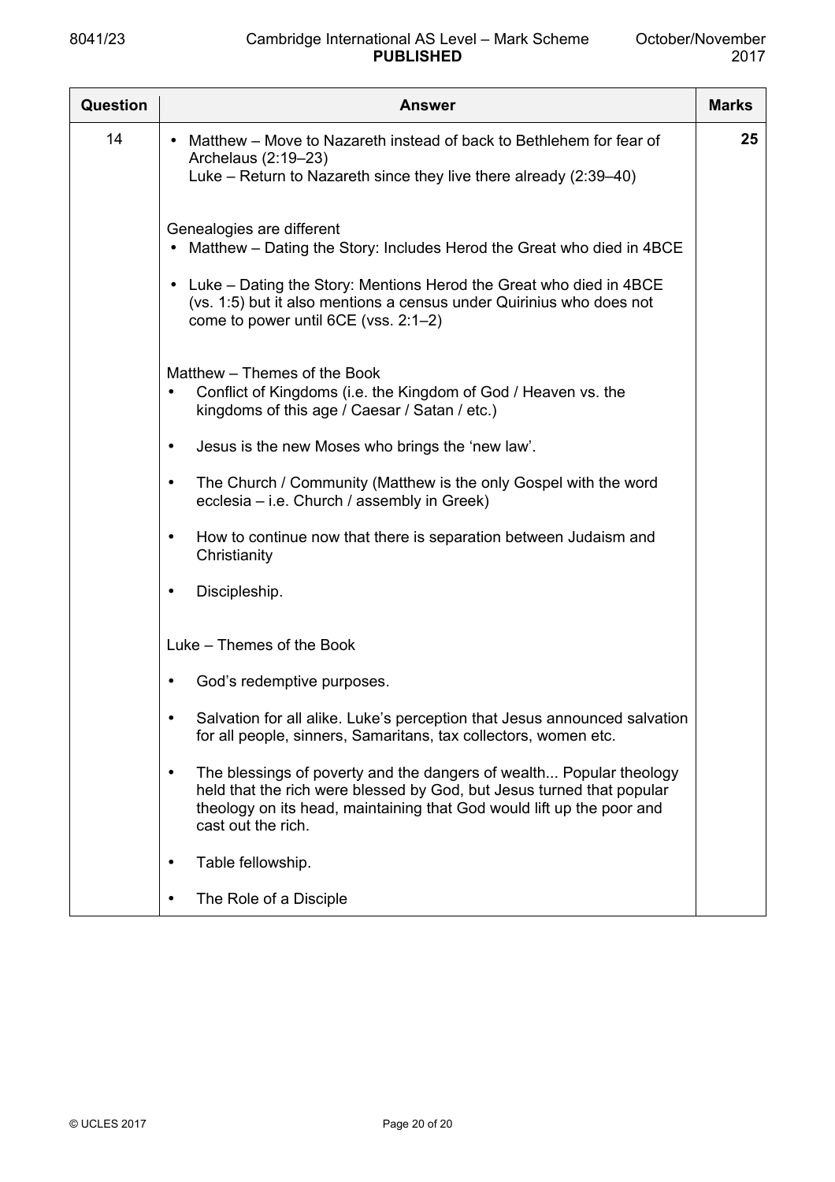| Question | Answer | Marks |
| --- | --- | --- |
| 14 | • Matthew – Move to Nazareth instead of back to Bethlehem for fear of Archelaus (2:19–23)<br>Luke – Return to Nazareth since they live there already (2:39–40)<br><br>Genealogies are different<br>• Matthew – Dating the Story: Includes Herod the Great who died in 4BCE<br>• Luke – Dating the Story: Mentions Herod the Great who died in 4BCE (vs. 1:5) but it also mentions a census under Quirinius who does not come to power until 6CE (vss. 2:1–2)<br><br>Matthew – Themes of the Book<br>• Conflict of Kingdoms (i.e. the Kingdom of God / Heaven vs. the kingdoms of this age / Caesar / Satan / etc.)<br>• Jesus is the new Moses who brings the 'new law'.<br>• The Church / Community (Matthew is the only Gospel with the word ecclesia – i.e. Church / assembly in Greek)<br>• How to continue now that there is separation between Judaism and Christianity<br>• Discipleship.<br><br>Luke – Themes of the Book<br>• God's redemptive purposes.<br>• Salvation for all alike. Luke's perception that Jesus announced salvation for all people, sinners, Samaritans, tax collectors, women etc.<br>• The blessings of poverty and the dangers of wealth... Popular theology held that the rich were blessed by God, but Jesus turned that popular theology on its head, maintaining that God would lift up the poor and cast out the rich.<br>• Table fellowship.<br>• The Role of a Disciple | 25 |